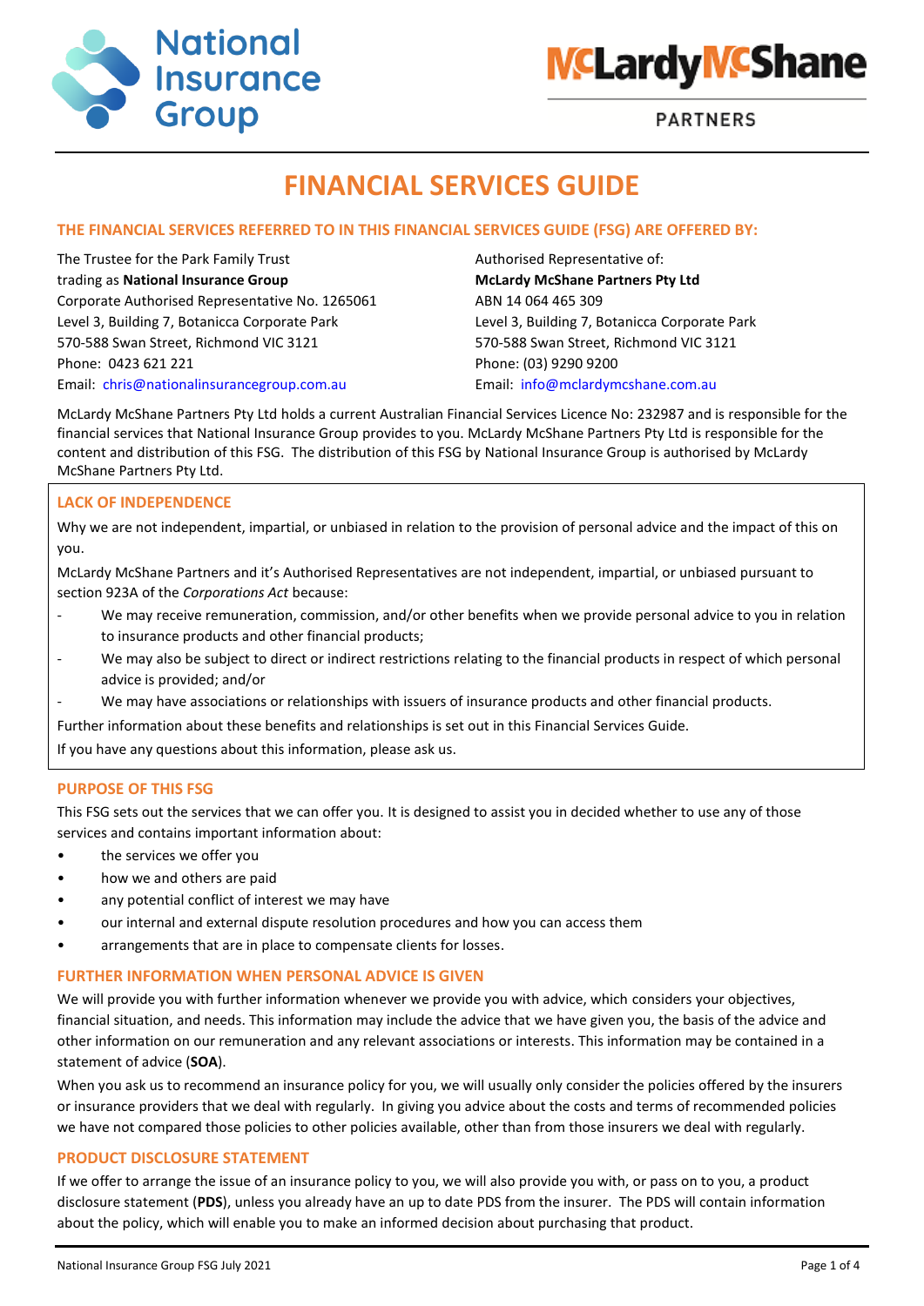# FINANCIAL SERVICES GUIDE

## THE FINANCIAL SERVICES REFERRED TO IN THIS FINANCIAL SERVICES GUIDE (FSG) ARE OFFERED BY:

The Trustee for the Park Family Trust
trading as **National Insurance Group**
Corporate Authorised Representative No. 1265061
Level 3, Building 7, Botanicca Corporate Park
570-588 Swan Street, Richmond VIC 3121
Phone: 0423 621 221
Email: chris@nationalinsurancegroup.com.au

Authorised Representative of:
**McLardy McShane Partners Pty Ltd**
ABN 14 064 465 309
Level 3, Building 7, Botanicca Corporate Park
570-588 Swan Street, Richmond VIC 3121
Phone: (03) 9290 9200
Email: info@mclardymcshane.com.au

McLardy McShane Partners Pty Ltd holds a current Australian Financial Services Licence No: 232987 and is responsible for the financial services that National Insurance Group provides to you. McLardy McShane Partners Pty Ltd is responsible for the content and distribution of this FSG. The distribution of this FSG by National Insurance Group is authorised by McLardy McShane Partners Pty Ltd.

## LACK OF INDEPENDENCE

Why we are not independent, impartial, or unbiased in relation to the provision of personal advice and the impact of this on you.

McLardy McShane Partners and it's Authorised Representatives are not independent, impartial, or unbiased pursuant to section 923A of the *Corporations Act* because:

- We may receive remuneration, commission, and/or other benefits when we provide personal advice to you in relation to insurance products and other financial products;
- We may also be subject to direct or indirect restrictions relating to the financial products in respect of which personal advice is provided; and/or
- We may have associations or relationships with issuers of insurance products and other financial products.

Further information about these benefits and relationships is set out in this Financial Services Guide.

If you have any questions about this information, please ask us.

## PURPOSE OF THIS FSG

This FSG sets out the services that we can offer you. It is designed to assist you in decided whether to use any of those services and contains important information about:

- the services we offer you
- how we and others are paid
- any potential conflict of interest we may have
- our internal and external dispute resolution procedures and how you can access them
- arrangements that are in place to compensate clients for losses.

## FURTHER INFORMATION WHEN PERSONAL ADVICE IS GIVEN

We will provide you with further information whenever we provide you with advice, which considers your objectives, financial situation, and needs. This information may include the advice that we have given you, the basis of the advice and other information on our remuneration and any relevant associations or interests. This information may be contained in a statement of advice (**SOA**).

When you ask us to recommend an insurance policy for you, we will usually only consider the policies offered by the insurers or insurance providers that we deal with regularly. In giving you advice about the costs and terms of recommended policies we have not compared those policies to other policies available, other than from those insurers we deal with regularly.

## PRODUCT DISCLOSURE STATEMENT

If we offer to arrange the issue of an insurance policy to you, we will also provide you with, or pass on to you, a product disclosure statement (**PDS**), unless you already have an up to date PDS from the insurer. The PDS will contain information about the policy, which will enable you to make an informed decision about purchasing that product.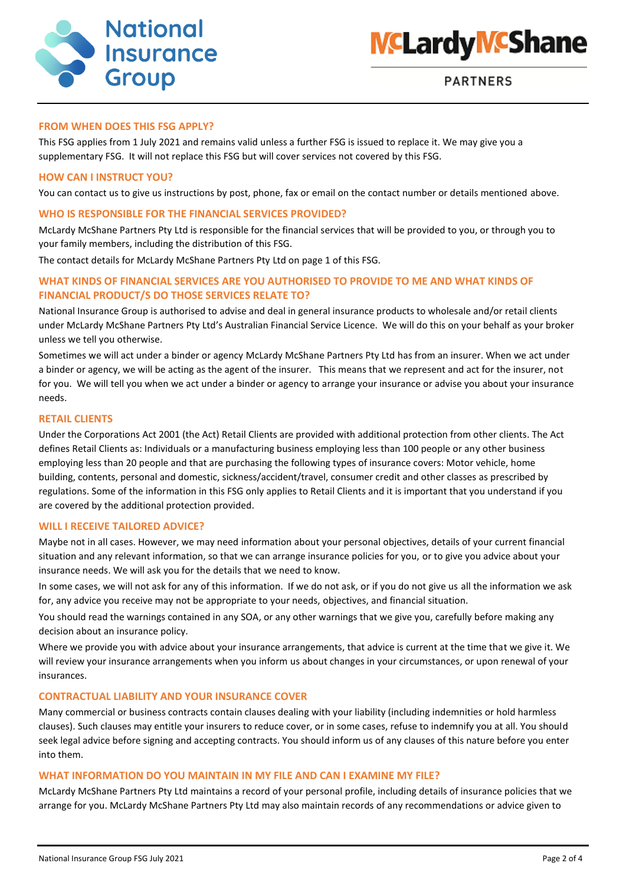## FROM WHEN DOES THIS FSG APPLY?

This FSG applies from 1 July 2021 and remains valid unless a further FSG is issued to replace it. We may give you a supplementary FSG. It will not replace this FSG but will cover services not covered by this FSG.

## HOW CAN I INSTRUCT YOU?

You can contact us to give us instructions by post, phone, fax or email on the contact number or details mentioned above.

## WHO IS RESPONSIBLE FOR THE FINANCIAL SERVICES PROVIDED?

McLardy McShane Partners Pty Ltd is responsible for the financial services that will be provided to you, or through you to your family members, including the distribution of this FSG.

The contact details for McLardy McShane Partners Pty Ltd on page 1 of this FSG.

## WHAT KINDS OF FINANCIAL SERVICES ARE YOU AUTHORISED TO PROVIDE TO ME AND WHAT KINDS OF FINANCIAL PRODUCT/S DO THOSE SERVICES RELATE TO?

National Insurance Group is authorised to advise and deal in general insurance products to wholesale and/or retail clients under McLardy McShane Partners Pty Ltd's Australian Financial Service Licence. We will do this on your behalf as your broker unless we tell you otherwise.

Sometimes we will act under a binder or agency McLardy McShane Partners Pty Ltd has from an insurer. When we act under a binder or agency, we will be acting as the agent of the insurer. This means that we represent and act for the insurer, not for you. We will tell you when we act under a binder or agency to arrange your insurance or advise you about your insurance needs.

## RETAIL CLIENTS

Under the Corporations Act 2001 (the Act) Retail Clients are provided with additional protection from other clients. The Act defines Retail Clients as: Individuals or a manufacturing business employing less than 100 people or any other business employing less than 20 people and that are purchasing the following types of insurance covers: Motor vehicle, home building, contents, personal and domestic, sickness/accident/travel, consumer credit and other classes as prescribed by regulations. Some of the information in this FSG only applies to Retail Clients and it is important that you understand if you are covered by the additional protection provided.

## WILL I RECEIVE TAILORED ADVICE?

Maybe not in all cases. However, we may need information about your personal objectives, details of your current financial situation and any relevant information, so that we can arrange insurance policies for you, or to give you advice about your insurance needs. We will ask you for the details that we need to know.

In some cases, we will not ask for any of this information. If we do not ask, or if you do not give us all the information we ask for, any advice you receive may not be appropriate to your needs, objectives, and financial situation.

You should read the warnings contained in any SOA, or any other warnings that we give you, carefully before making any decision about an insurance policy.

Where we provide you with advice about your insurance arrangements, that advice is current at the time that we give it. We will review your insurance arrangements when you inform us about changes in your circumstances, or upon renewal of your insurances.

## CONTRACTUAL LIABILITY AND YOUR INSURANCE COVER

Many commercial or business contracts contain clauses dealing with your liability (including indemnities or hold harmless clauses). Such clauses may entitle your insurers to reduce cover, or in some cases, refuse to indemnify you at all. You should seek legal advice before signing and accepting contracts. You should inform us of any clauses of this nature before you enter into them.

## WHAT INFORMATION DO YOU MAINTAIN IN MY FILE AND CAN I EXAMINE MY FILE?

McLardy McShane Partners Pty Ltd maintains a record of your personal profile, including details of insurance policies that we arrange for you. McLardy McShane Partners Pty Ltd may also maintain records of any recommendations or advice given to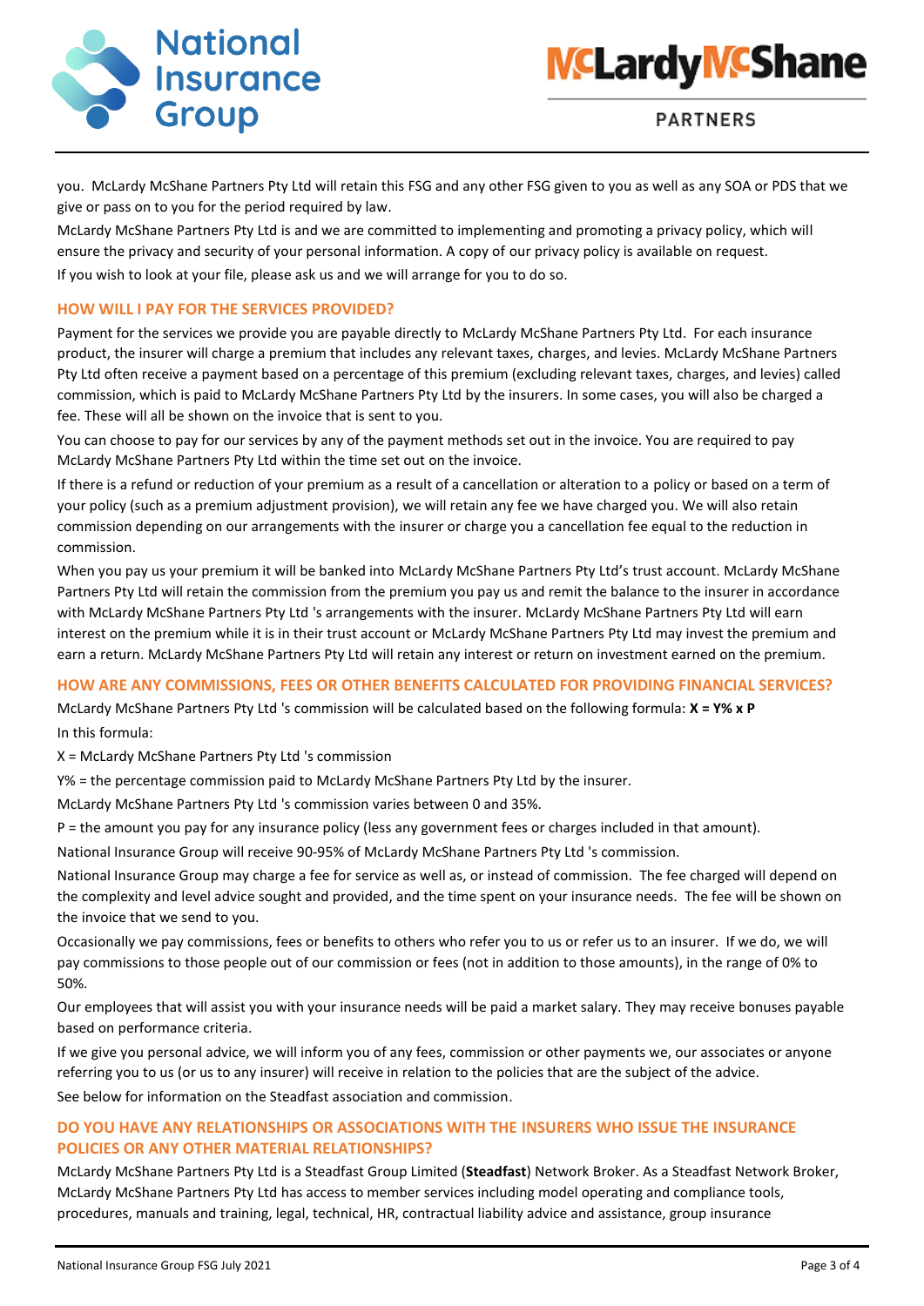you. McLardy McShane Partners Pty Ltd will retain this FSG and any other FSG given to you as well as any SOA or PDS that we give or pass on to you for the period required by law.

McLardy McShane Partners Pty Ltd is and we are committed to implementing and promoting a privacy policy, which will ensure the privacy and security of your personal information. A copy of our privacy policy is available on request.

If you wish to look at your file, please ask us and we will arrange for you to do so.

## HOW WILL I PAY FOR THE SERVICES PROVIDED?

Payment for the services we provide you are payable directly to McLardy McShane Partners Pty Ltd. For each insurance product, the insurer will charge a premium that includes any relevant taxes, charges, and levies. McLardy McShane Partners Pty Ltd often receive a payment based on a percentage of this premium (excluding relevant taxes, charges, and levies) called commission, which is paid to McLardy McShane Partners Pty Ltd by the insurers. In some cases, you will also be charged a fee. These will all be shown on the invoice that is sent to you.

You can choose to pay for our services by any of the payment methods set out in the invoice. You are required to pay McLardy McShane Partners Pty Ltd within the time set out on the invoice.

If there is a refund or reduction of your premium as a result of a cancellation or alteration to a policy or based on a term of your policy (such as a premium adjustment provision), we will retain any fee we have charged you. We will also retain commission depending on our arrangements with the insurer or charge you a cancellation fee equal to the reduction in commission.

When you pay us your premium it will be banked into McLardy McShane Partners Pty Ltd's trust account. McLardy McShane Partners Pty Ltd will retain the commission from the premium you pay us and remit the balance to the insurer in accordance with McLardy McShane Partners Pty Ltd 's arrangements with the insurer. McLardy McShane Partners Pty Ltd will earn interest on the premium while it is in their trust account or McLardy McShane Partners Pty Ltd may invest the premium and earn a return. McLardy McShane Partners Pty Ltd will retain any interest or return on investment earned on the premium.

## HOW ARE ANY COMMISSIONS, FEES OR OTHER BENEFITS CALCULATED FOR PROVIDING FINANCIAL SERVICES?

McLardy McShane Partners Pty Ltd 's commission will be calculated based on the following formula: **X = Y% x P**

In this formula:

X = McLardy McShane Partners Pty Ltd 's commission

Y% = the percentage commission paid to McLardy McShane Partners Pty Ltd by the insurer.

McLardy McShane Partners Pty Ltd 's commission varies between 0 and 35%.

P = the amount you pay for any insurance policy (less any government fees or charges included in that amount).

National Insurance Group will receive 90-95% of McLardy McShane Partners Pty Ltd 's commission.

National Insurance Group may charge a fee for service as well as, or instead of commission. The fee charged will depend on the complexity and level advice sought and provided, and the time spent on your insurance needs. The fee will be shown on the invoice that we send to you.

Occasionally we pay commissions, fees or benefits to others who refer you to us or refer us to an insurer. If we do, we will pay commissions to those people out of our commission or fees (not in addition to those amounts), in the range of 0% to 50%.

Our employees that will assist you with your insurance needs will be paid a market salary. They may receive bonuses payable based on performance criteria.

If we give you personal advice, we will inform you of any fees, commission or other payments we, our associates or anyone referring you to us (or us to any insurer) will receive in relation to the policies that are the subject of the advice.

See below for information on the Steadfast association and commission.

## DO YOU HAVE ANY RELATIONSHIPS OR ASSOCIATIONS WITH THE INSURERS WHO ISSUE THE INSURANCE POLICIES OR ANY OTHER MATERIAL RELATIONSHIPS?

McLardy McShane Partners Pty Ltd is a Steadfast Group Limited (**Steadfast**) Network Broker. As a Steadfast Network Broker, McLardy McShane Partners Pty Ltd has access to member services including model operating and compliance tools, procedures, manuals and training, legal, technical, HR, contractual liability advice and assistance, group insurance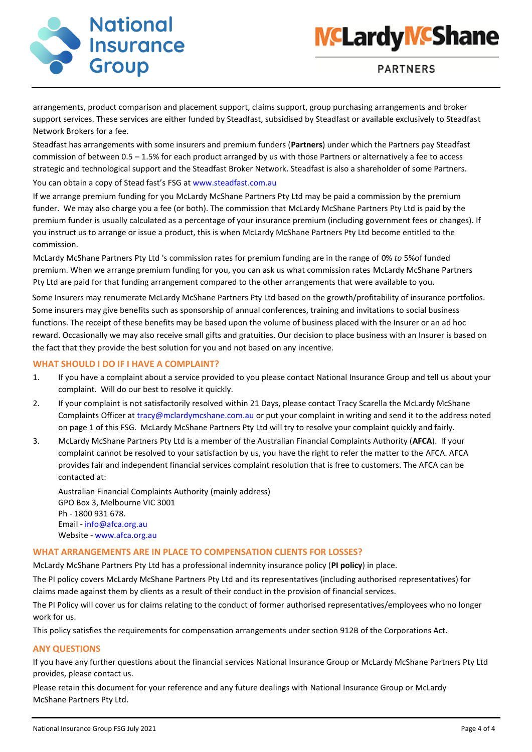arrangements, product comparison and placement support, claims support, group purchasing arrangements and broker support services. These services are either funded by Steadfast, subsidised by Steadfast or available exclusively to Steadfast Network Brokers for a fee.

Steadfast has arrangements with some insurers and premium funders (**Partners**) under which the Partners pay Steadfast commission of between 0.5 – 1.5% for each product arranged by us with those Partners or alternatively a fee to access strategic and technological support and the Steadfast Broker Network. Steadfast is also a shareholder of some Partners.

You can obtain a copy of Stead fast's FSG at www.steadfast.com.au

If we arrange premium funding for you McLardy McShane Partners Pty Ltd may be paid a commission by the premium funder. We may also charge you a fee (or both). The commission that McLardy McShane Partners Pty Ltd is paid by the premium funder is usually calculated as a percentage of your insurance premium (including government fees or changes). If you instruct us to arrange or issue a product, this is when McLardy McShane Partners Pty Ltd become entitled to the commission.

McLardy McShane Partners Pty Ltd 's commission rates for premium funding are in the range of 0% *to* 5%of funded premium. When we arrange premium funding for you, you can ask us what commission rates McLardy McShane Partners Pty Ltd are paid for that funding arrangement compared to the other arrangements that were available to you.

Some Insurers may renumerate McLardy McShane Partners Pty Ltd based on the growth/profitability of insurance portfolios. Some insurers may give benefits such as sponsorship of annual conferences, training and invitations to social business functions. The receipt of these benefits may be based upon the volume of business placed with the Insurer or an ad hoc reward. Occasionally we may also receive small gifts and gratuities. Our decision to place business with an Insurer is based on the fact that they provide the best solution for you and not based on any incentive.

## WHAT SHOULD I DO IF I HAVE A COMPLAINT?

1. If you have a complaint about a service provided to you please contact National Insurance Group and tell us about your complaint. Will do our best to resolve it quickly.
2. If your complaint is not satisfactorily resolved within 21 Days, please contact Tracy Scarella the McLardy McShane Complaints Officer at tracy@mclardymcshane.com.au or put your complaint in writing and send it to the address noted on page 1 of this FSG. McLardy McShane Partners Pty Ltd will try to resolve your complaint quickly and fairly.
3. McLardy McShane Partners Pty Ltd is a member of the Australian Financial Complaints Authority (**AFCA**). If your complaint cannot be resolved to your satisfaction by us, you have the right to refer the matter to the AFCA. AFCA provides fair and independent financial services complaint resolution that is free to customers. The AFCA can be contacted at:

   Australian Financial Complaints Authority (mainly address)
   GPO Box 3, Melbourne VIC 3001
   Ph - 1800 931 678.
   Email - info@afca.org.au
   Website - www.afca.org.au

## WHAT ARRANGEMENTS ARE IN PLACE TO COMPENSATION CLIENTS FOR LOSSES?

McLardy McShane Partners Pty Ltd has a professional indemnity insurance policy (**PI policy**) in place.

The PI policy covers McLardy McShane Partners Pty Ltd and its representatives (including authorised representatives) for claims made against them by clients as a result of their conduct in the provision of financial services.

The PI Policy will cover us for claims relating to the conduct of former authorised representatives/employees who no longer work for us.

This policy satisfies the requirements for compensation arrangements under section 912B of the Corporations Act.

## ANY QUESTIONS

If you have any further questions about the financial services National Insurance Group or McLardy McShane Partners Pty Ltd provides, please contact us.

Please retain this document for your reference and any future dealings with National Insurance Group or McLardy McShane Partners Pty Ltd.